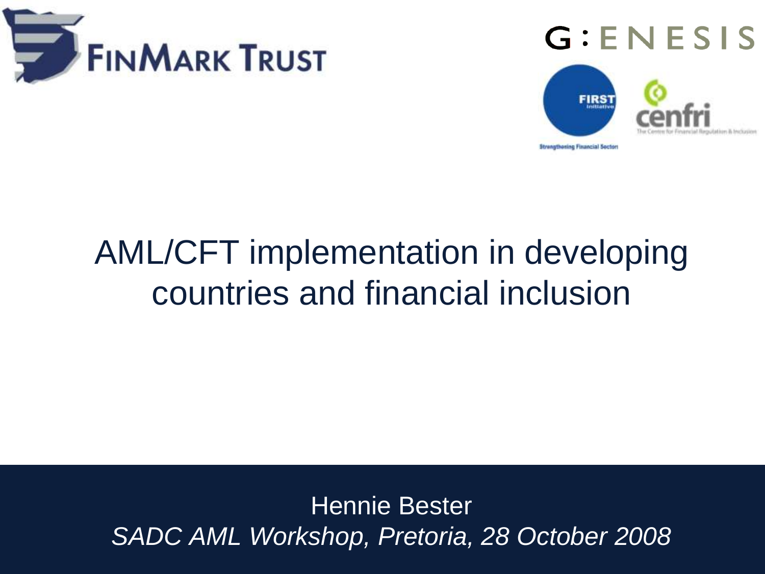FINMARK TRUST

G:ENESIS

FIRST Initiative — Strengthening Financial Sector

cenfri — The Centre for Financial Regulation & Inclusion

# AML/CFT implementation in developing countries and financial inclusion

Hennie Bester

*SADC AML Workshop, Pretoria, 28 October 2008*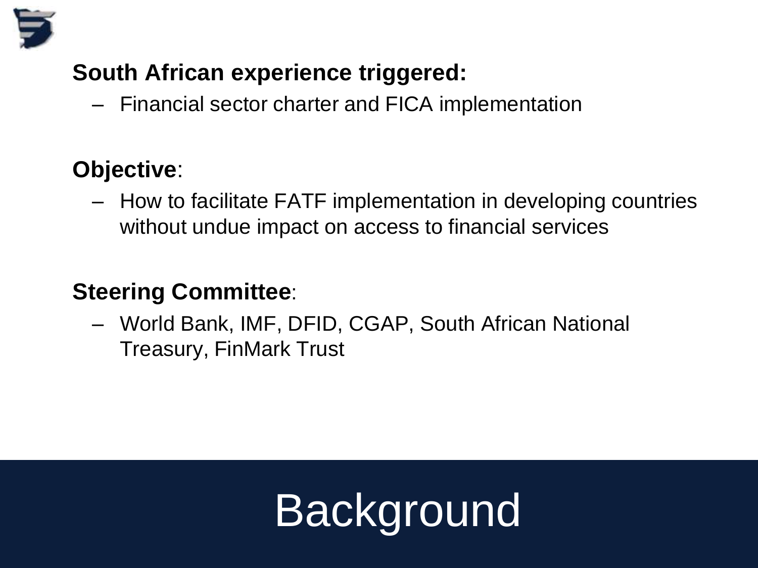# Background

**South African experience triggered:**

- Financial sector charter and FICA implementation

**Objective**:

- How to facilitate FATF implementation in developing countries without undue impact on access to financial services

**Steering Committee**:

- World Bank, IMF, DFID, CGAP, South African National Treasury, FinMark Trust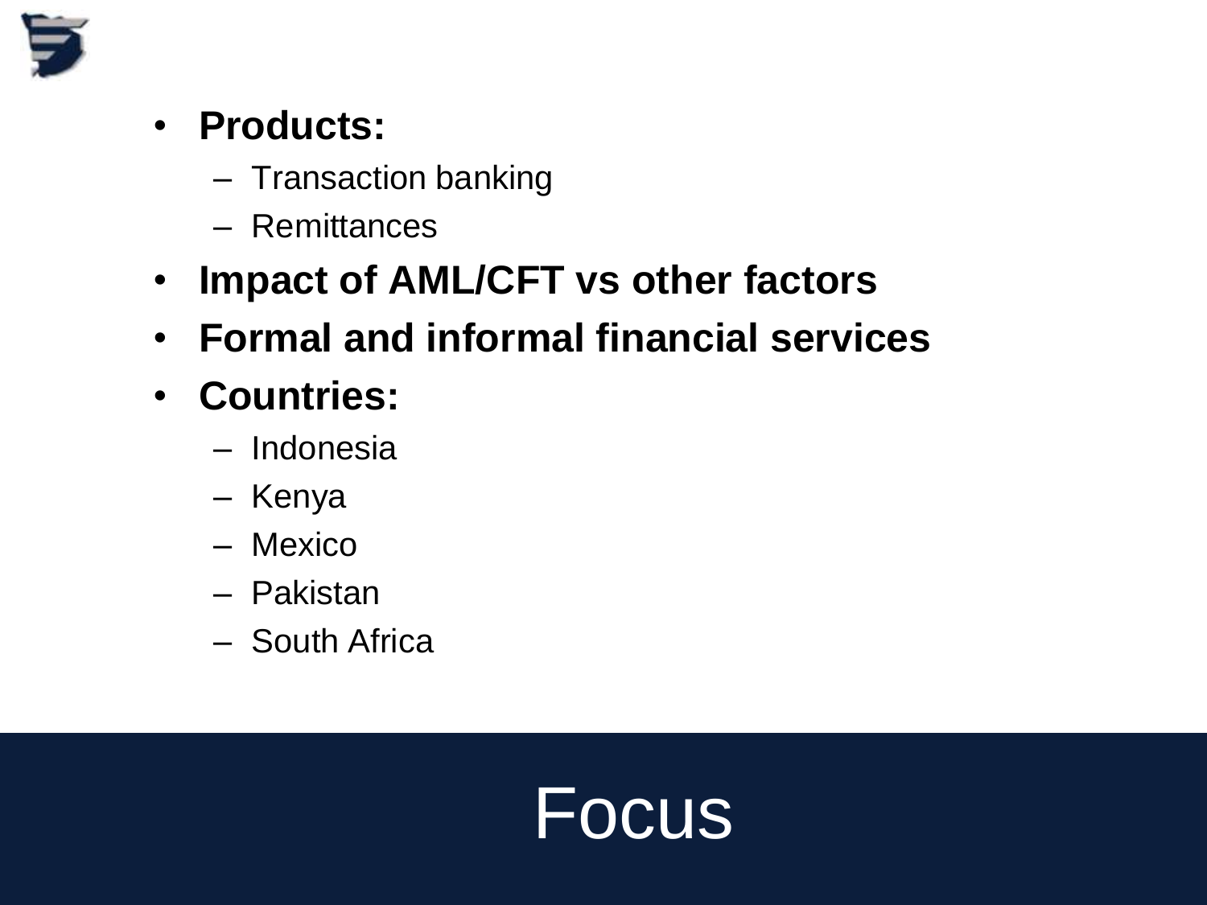# Focus

- **Products:**
  - Transaction banking
  - Remittances
- **Impact of AML/CFT vs other factors**
- **Formal and informal financial services**
- **Countries:**
  - Indonesia
  - Kenya
  - Mexico
  - Pakistan
  - South Africa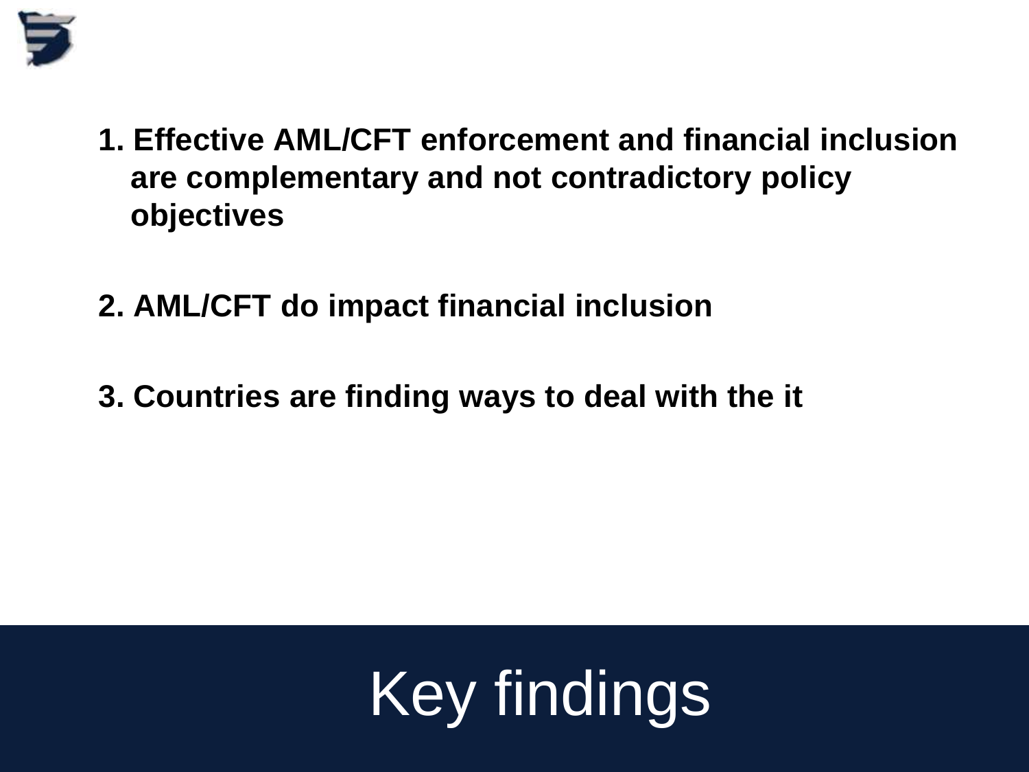# Key findings

1. **Effective AML/CFT enforcement and financial inclusion are complementary and not contradictory policy objectives**

2. **AML/CFT do impact financial inclusion**

3. **Countries are finding ways to deal with the it**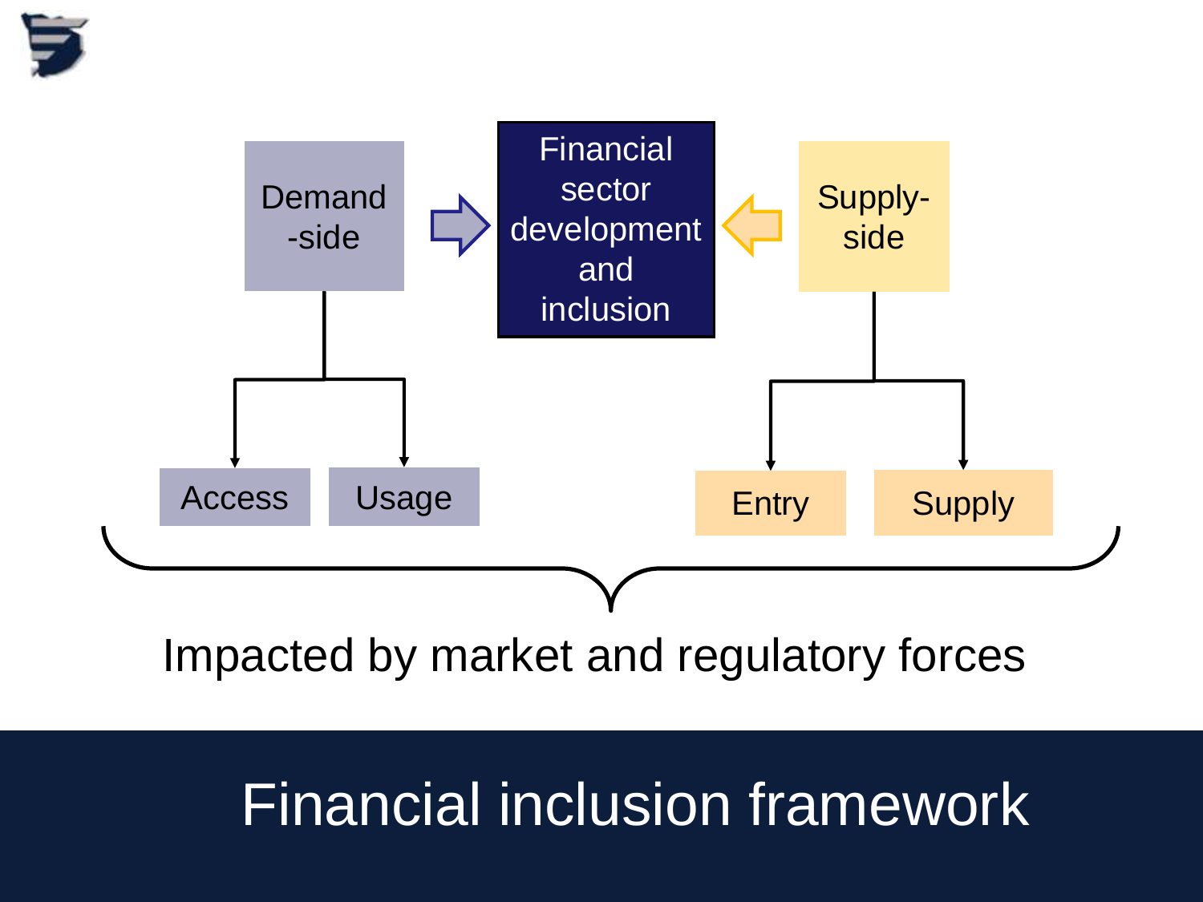# Financial inclusion framework

Demand-side

Financial sector development and inclusion

Supply-side

- Demand-side
  - Access
  - Usage
- Supply-side
  - Entry
  - Supply

Impacted by market and regulatory forces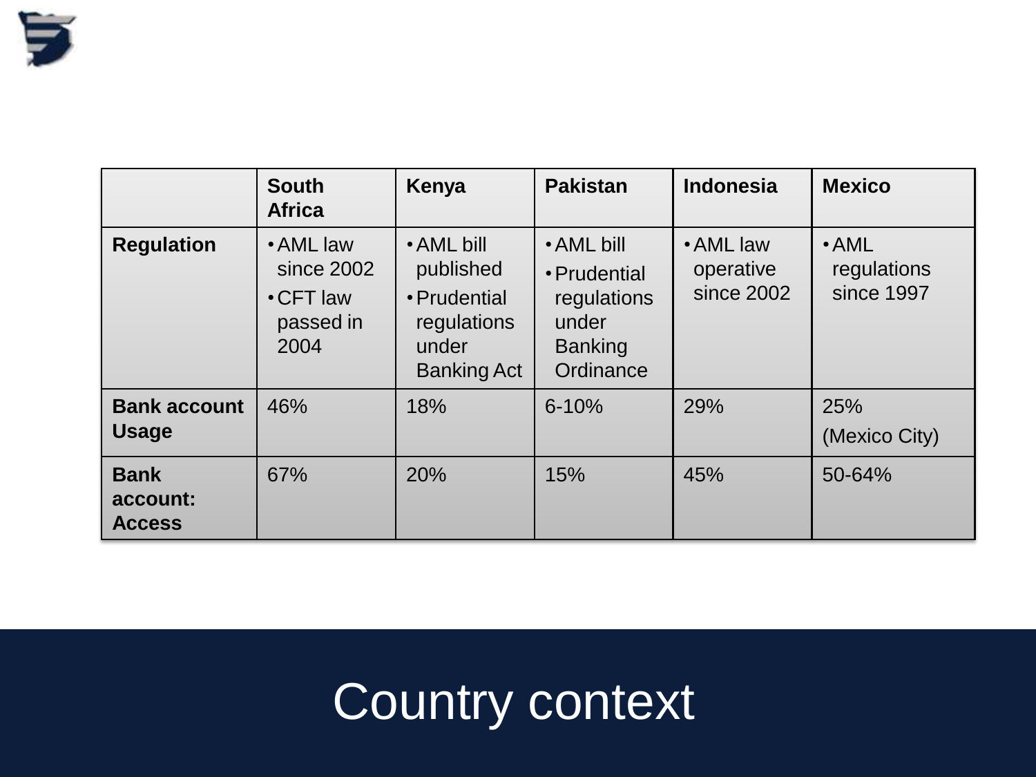# Country context

| | South Africa | Kenya | Pakistan | Indonesia | Mexico |
|---|---|---|---|---|---|
| **Regulation** | • AML law since 2002<br>• CFT law passed in 2004 | • AML bill published<br>• Prudential regulations under Banking Act | • AML bill<br>• Prudential regulations under Banking Ordinance | • AML law operative since 2002 | • AML regulations since 1997 |
| **Bank account Usage** | 46% | 18% | 6-10% | 29% | 25% (Mexico City) |
| **Bank account: Access** | 67% | 20% | 15% | 45% | 50-64% |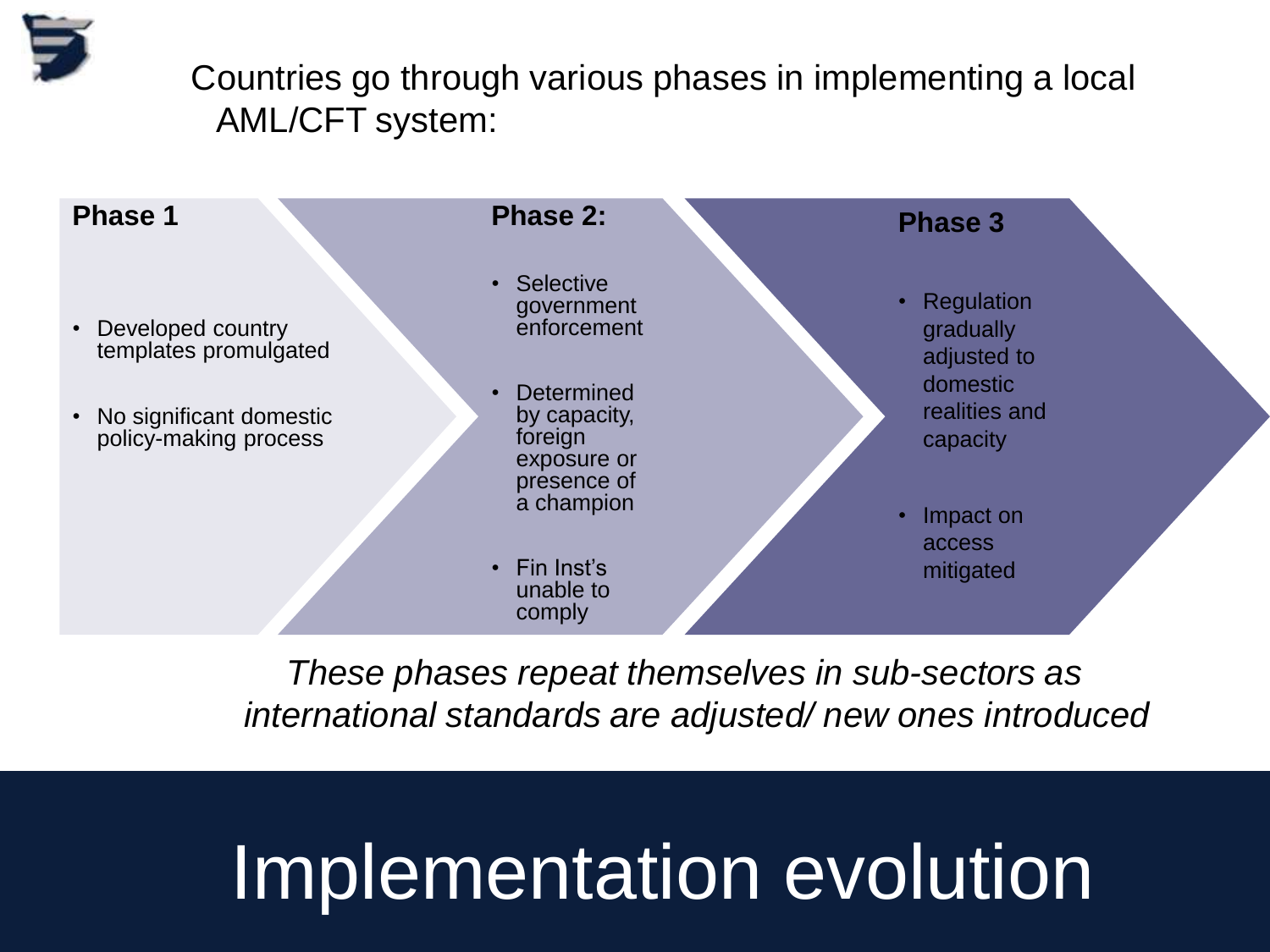# Implementation evolution

Countries go through various phases in implementing a local AML/CFT system:

**Phase 1**

- Developed country templates promulgated
- No significant domestic policy-making process

**Phase 2:**

- Selective government enforcement
- Determined by capacity, foreign exposure or presence of a champion
- Fin Inst's unable to comply

**Phase 3**

- Regulation gradually adjusted to domestic realities and capacity
- Impact on access mitigated

*These phases repeat themselves in sub-sectors as international standards are adjusted/ new ones introduced*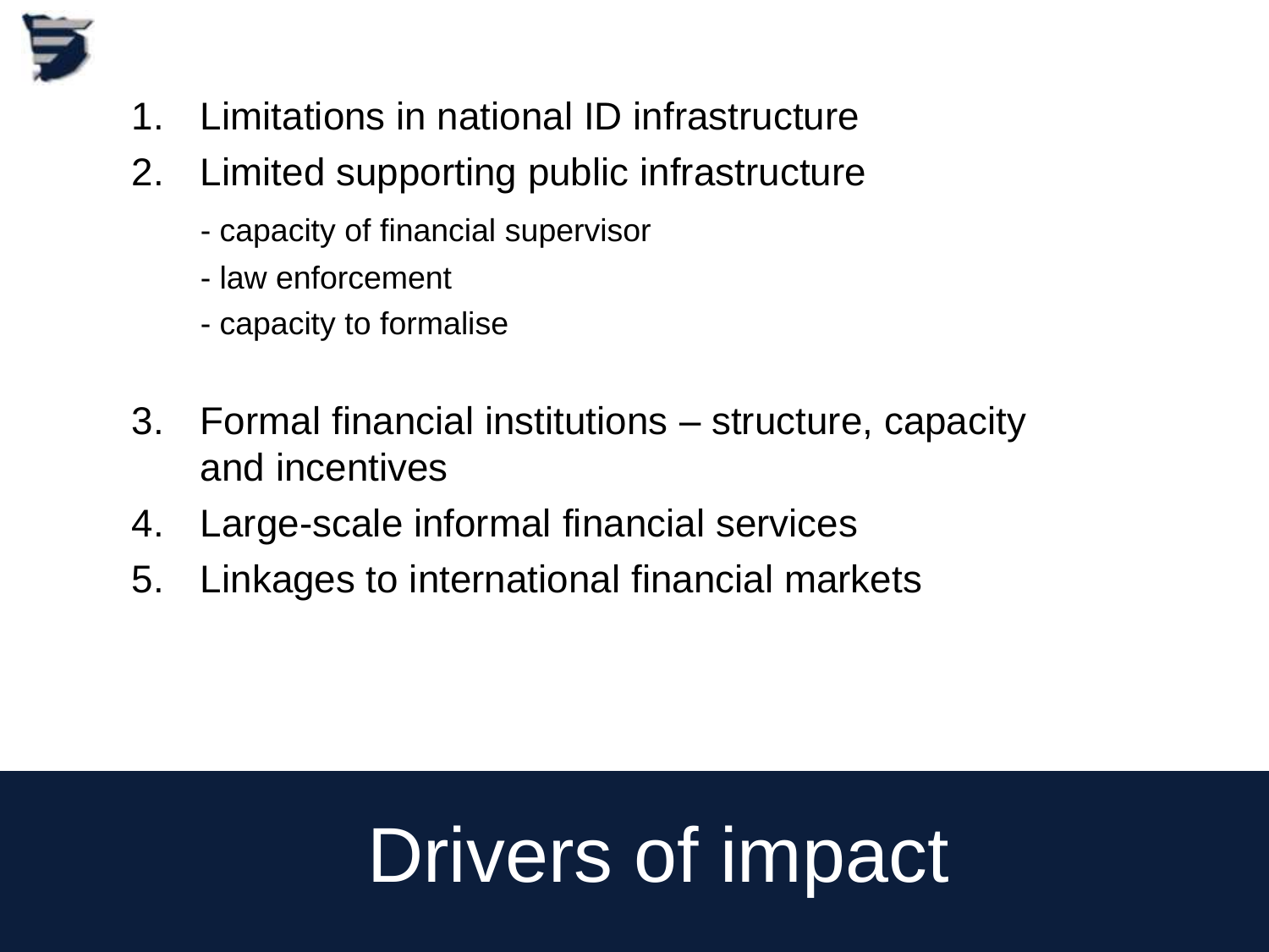# Drivers of impact

1. Limitations in national ID infrastructure
2. Limited supporting public infrastructure
   - capacity of financial supervisor
   - law enforcement
   - capacity to formalise
3. Formal financial institutions – structure, capacity and incentives
4. Large-scale informal financial services
5. Linkages to international financial markets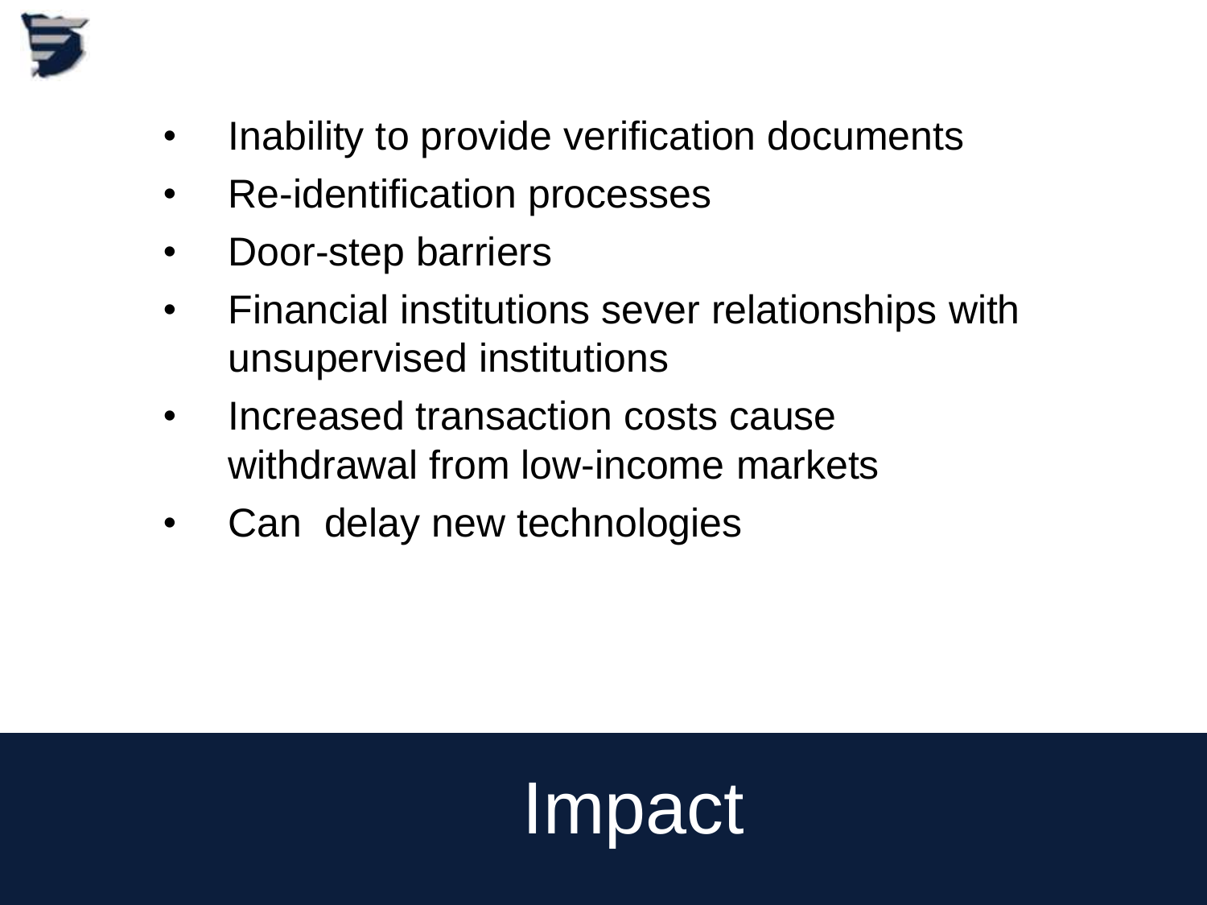# Impact

- Inability to provide verification documents
- Re-identification processes
- Door-step barriers
- Financial institutions sever relationships with unsupervised institutions
- Increased transaction costs cause withdrawal from low-income markets
- Can  delay new technologies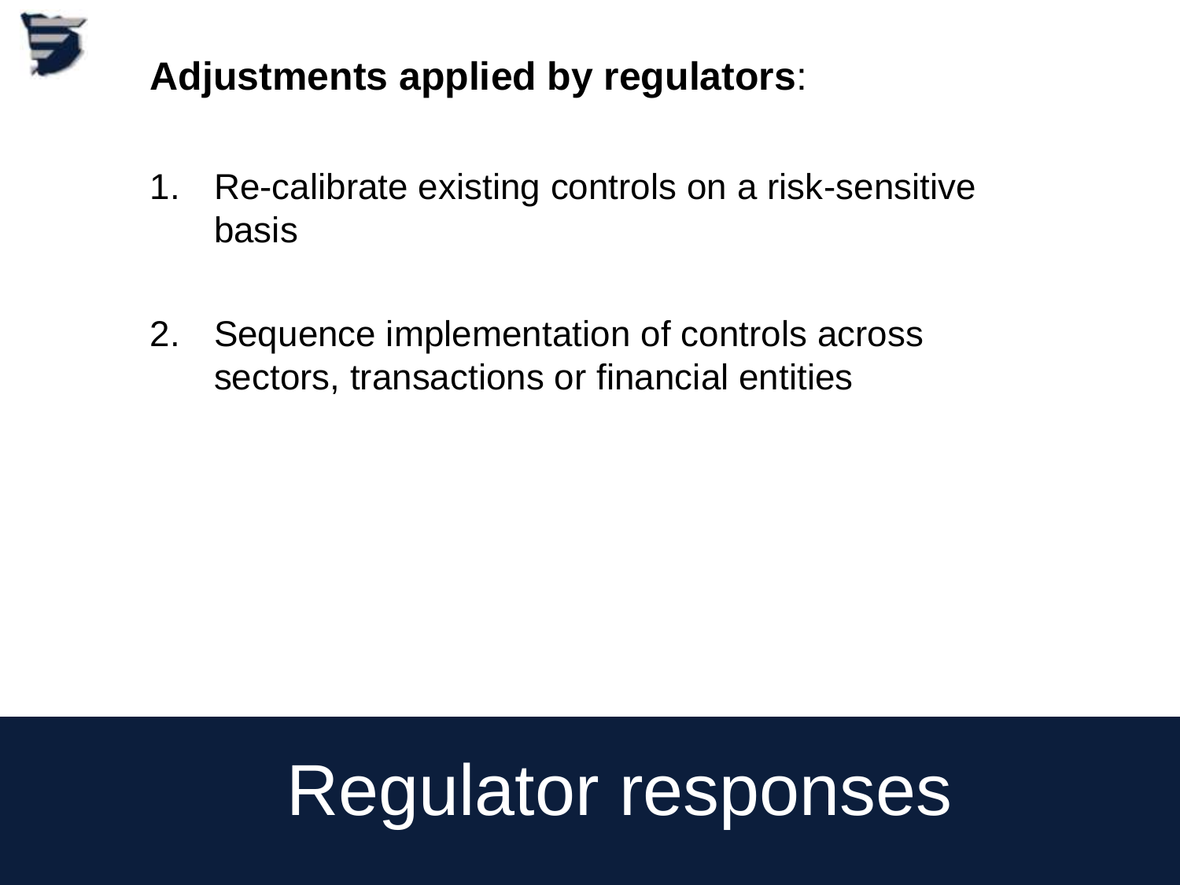**Adjustments applied by regulators**:

1. Re-calibrate existing controls on a risk-sensitive basis

2. Sequence implementation of controls across sectors, transactions or financial entities

# Regulator responses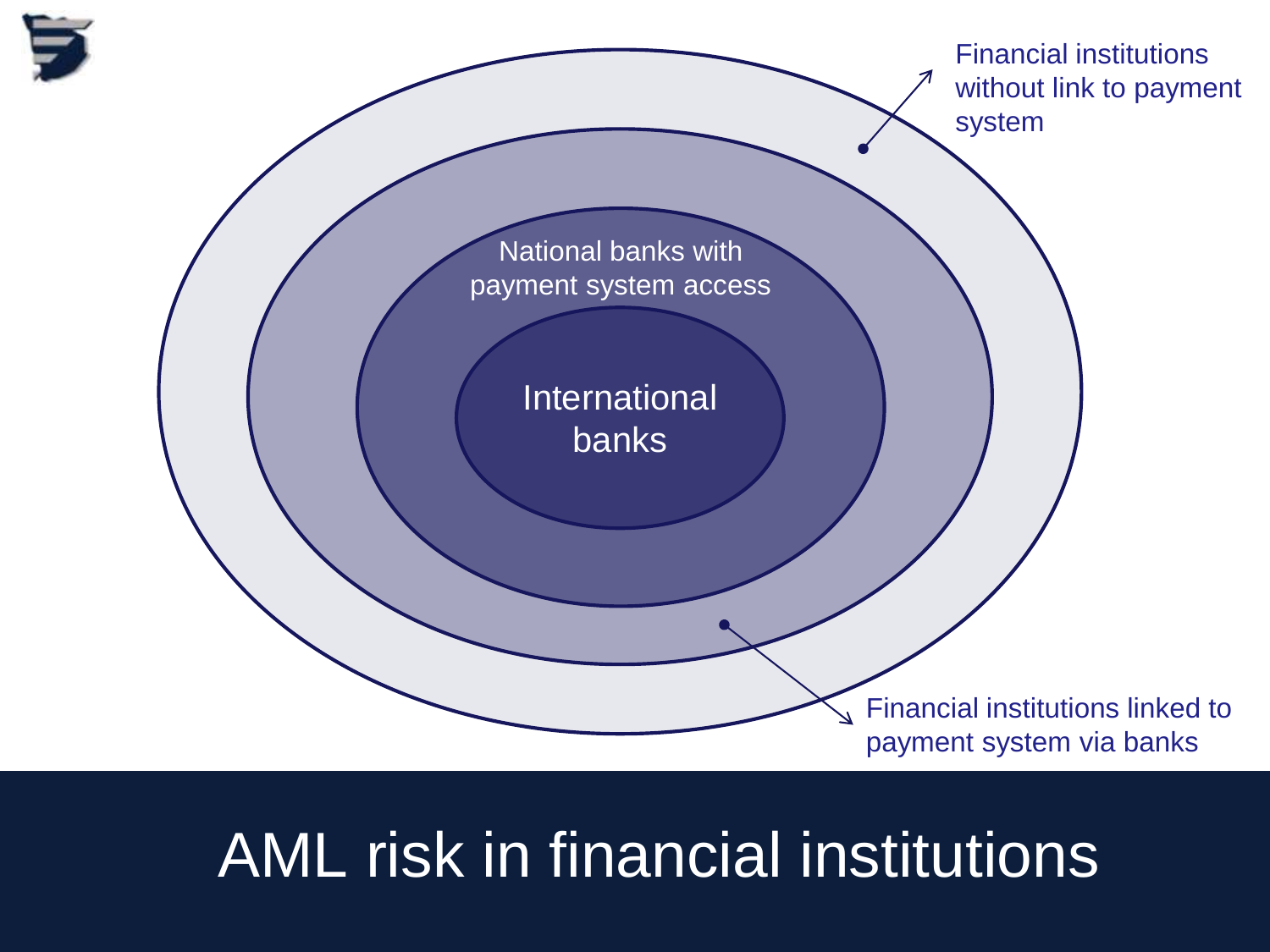International banks

National banks with payment system access

Financial institutions without link to payment system

Financial institutions linked to payment system via banks

# AML risk in financial institutions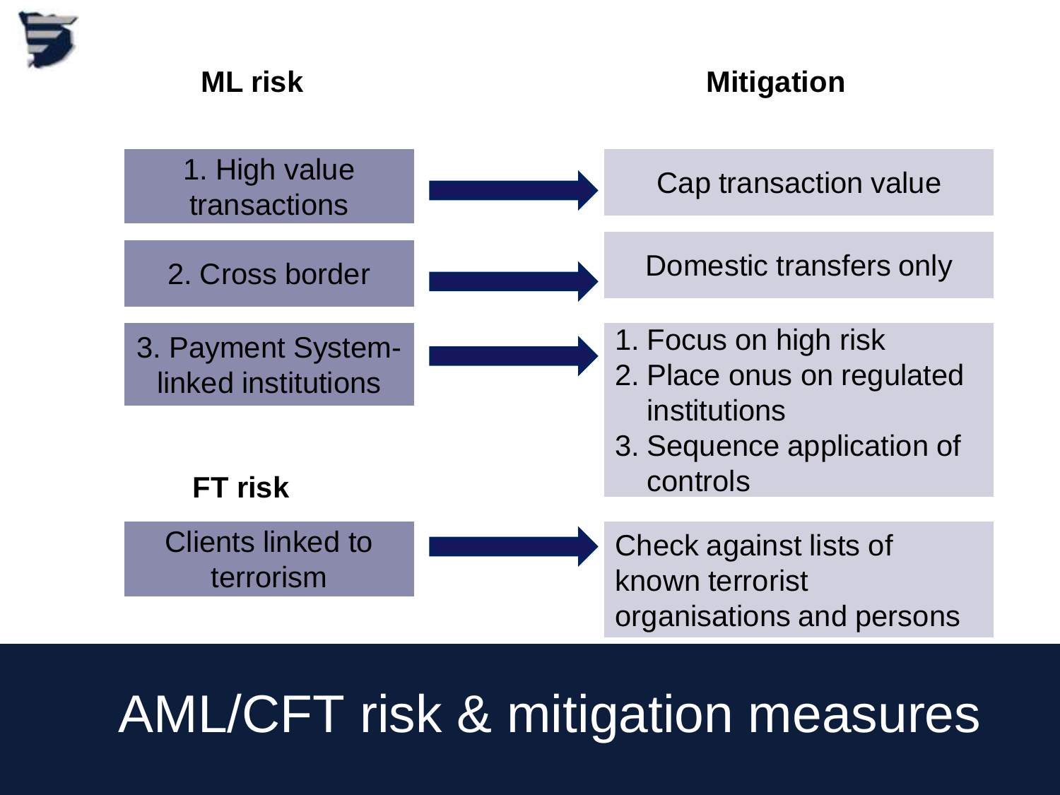# AML/CFT risk & mitigation measures

| ML risk | Mitigation |
| --- | --- |
| 1. High value transactions | Cap transaction value |
| 2. Cross border | Domestic transfers only |
| 3. Payment System-linked institutions | 1. Focus on high risk<br>2. Place onus on regulated institutions<br>3. Sequence application of controls |

| FT risk | Mitigation |
| --- | --- |
| Clients linked to terrorism | Check against lists of known terrorist organisations and persons |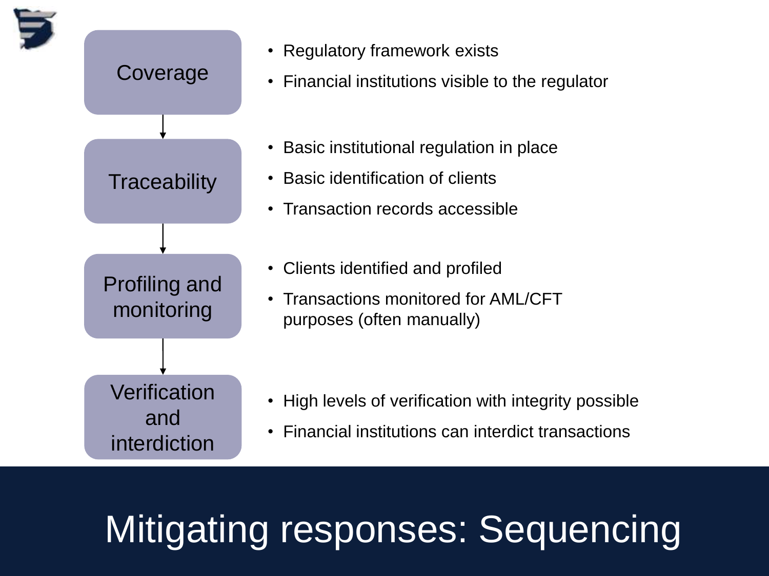# Mitigating responses: Sequencing

**Coverage**

- Regulatory framework exists
- Financial institutions visible to the regulator

**Traceability**

- Basic institutional regulation in place
- Basic identification of clients
- Transaction records accessible

**Profiling and monitoring**

- Clients identified and profiled
- Transactions monitored for AML/CFT purposes (often manually)

**Verification and interdiction**

- High levels of verification with integrity possible
- Financial institutions can interdict transactions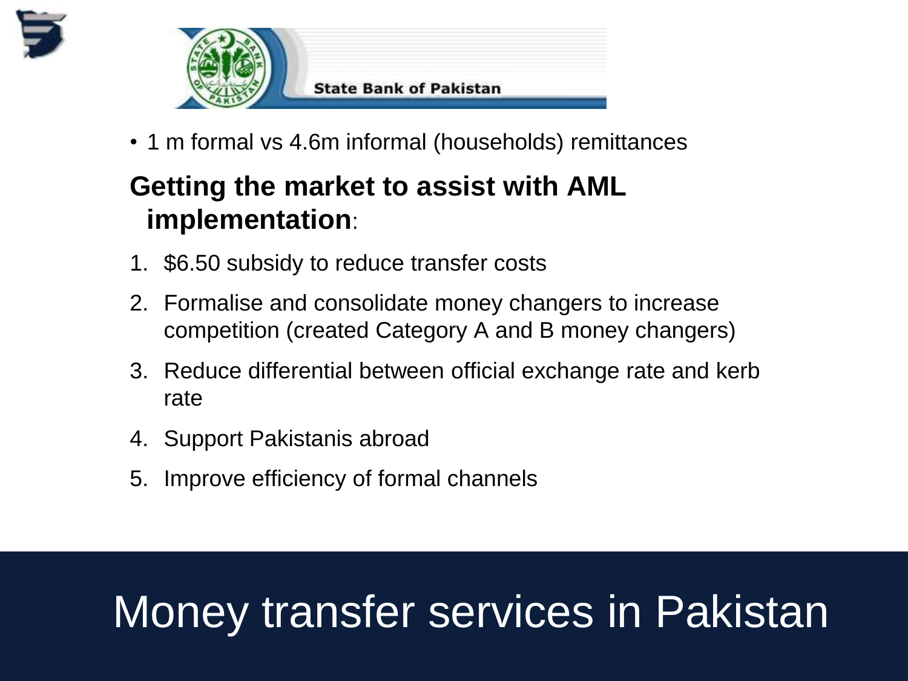# Money transfer services in Pakistan

State Bank of Pakistan

- 1 m formal vs 4.6m informal (households) remittances

**Getting the market to assist with AML implementation**:

1. $6.50 subsidy to reduce transfer costs
2. Formalise and consolidate money changers to increase competition (created Category A and B money changers)
3. Reduce differential between official exchange rate and kerb rate
4. Support Pakistanis abroad
5. Improve efficiency of formal channels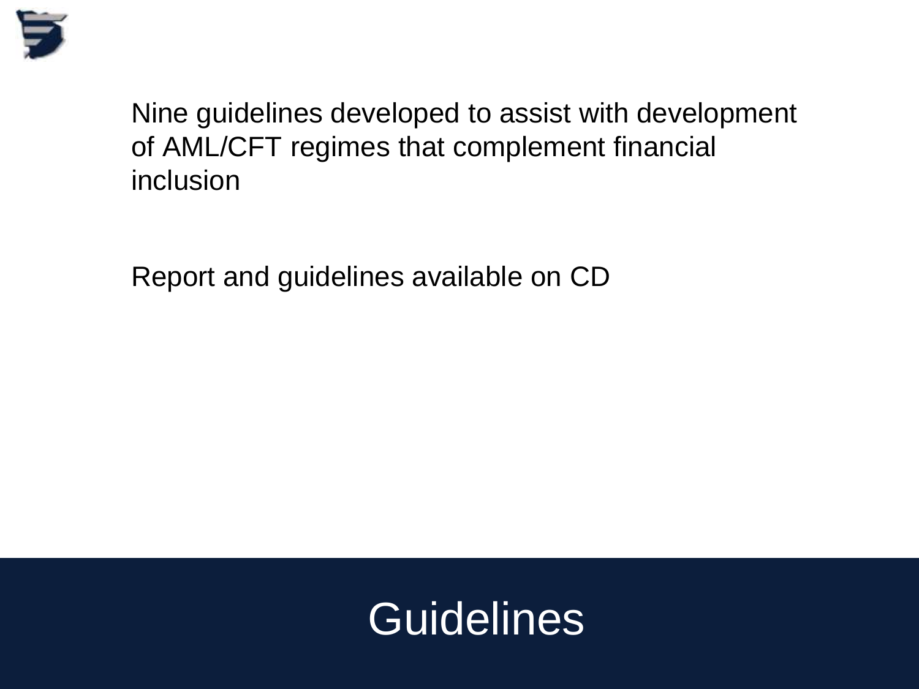# Guidelines

Nine guidelines developed to assist with development of AML/CFT regimes that complement financial inclusion

Report and guidelines available on CD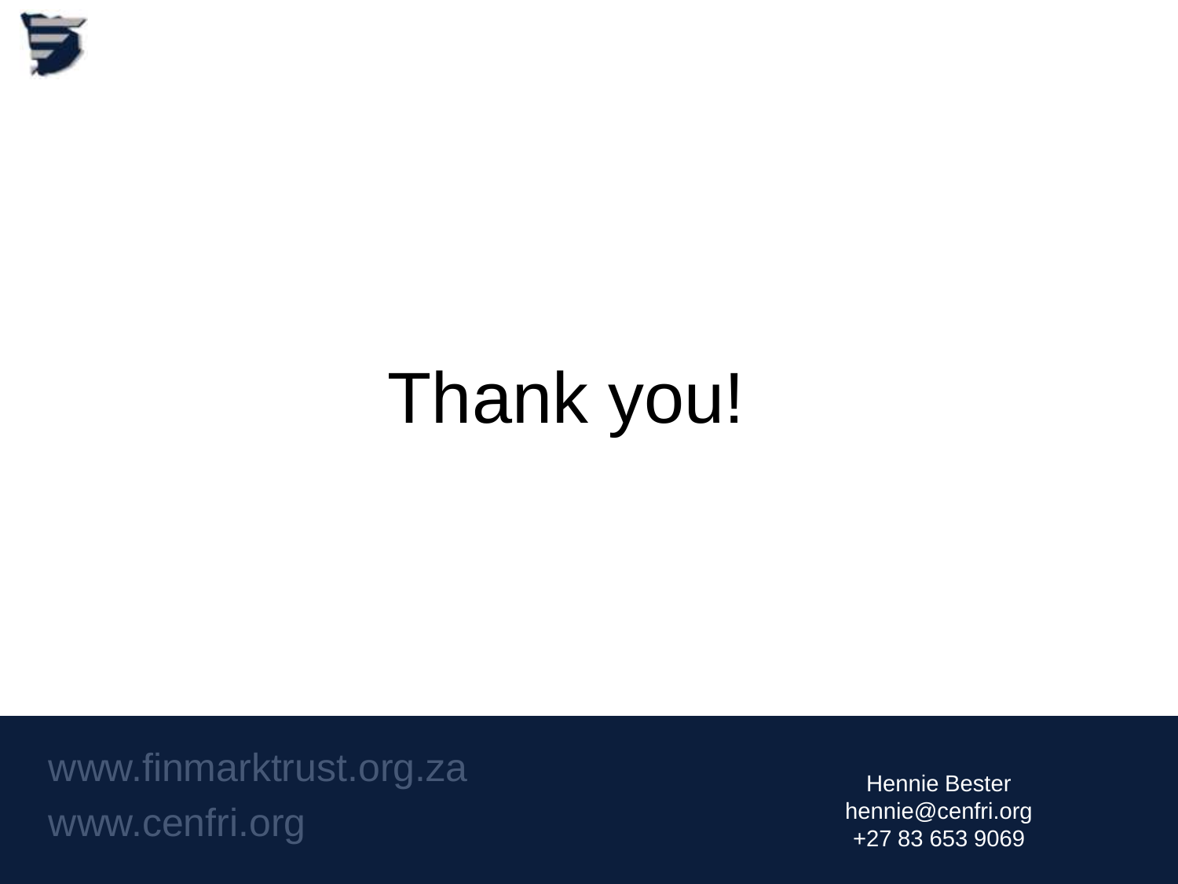# Thank you!

www.finmarktrust.org.za
www.cenfri.org

Hennie Bester
hennie@cenfri.org
+27 83 653 9069